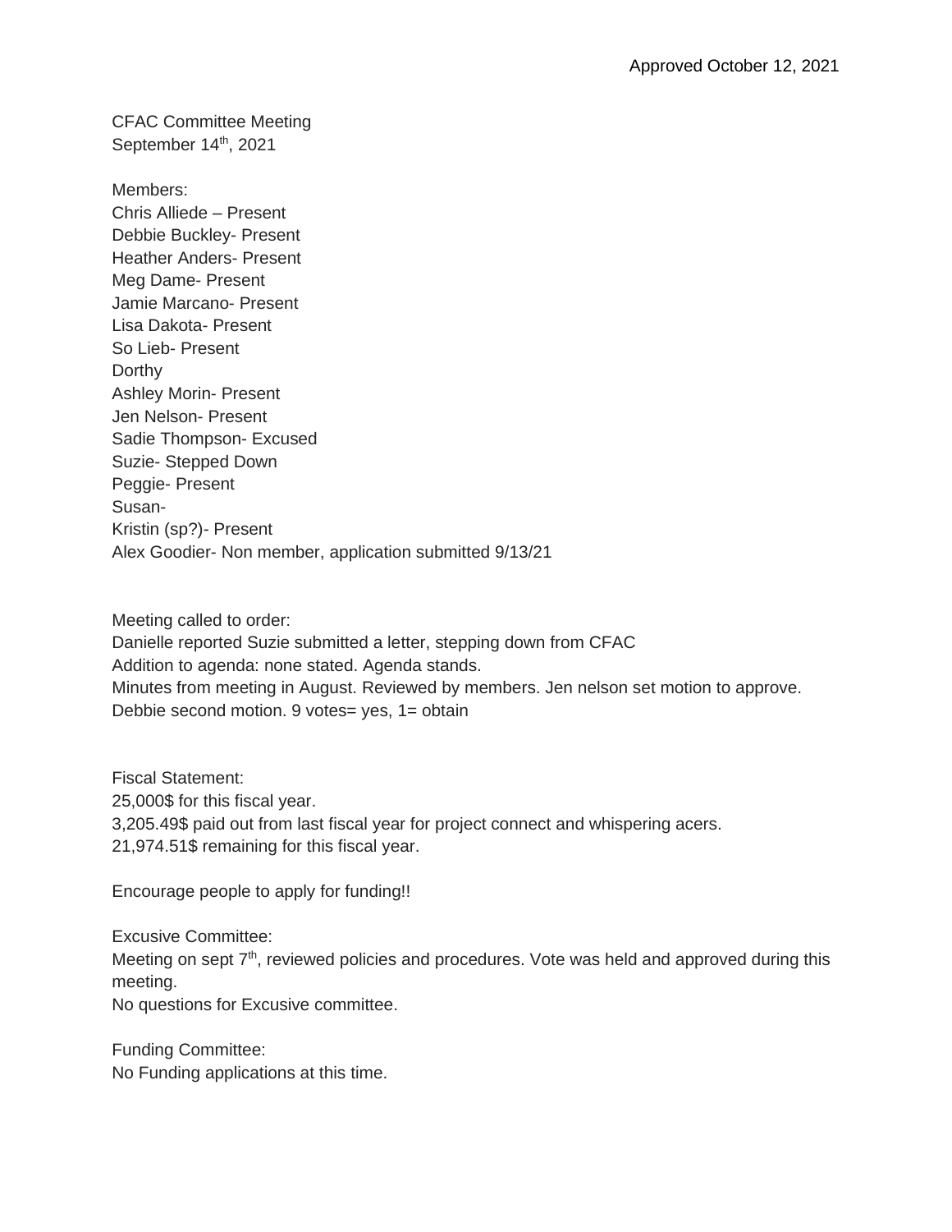Approved October 12, 2021

CFAC Committee Meeting
September 14th, 2021

Members:
Chris Alliede – Present
Debbie Buckley- Present
Heather Anders- Present
Meg Dame- Present
Jamie Marcano- Present
Lisa Dakota- Present
So Lieb- Present
Dorthy
Ashley Morin- Present
Jen Nelson- Present
Sadie Thompson- Excused
Suzie- Stepped Down
Peggie- Present
Susan-
Kristin (sp?)- Present
Alex Goodier- Non member, application submitted 9/13/21

Meeting called to order:
Danielle reported Suzie submitted a letter, stepping down from CFAC
Addition to agenda: none stated. Agenda stands.
Minutes from meeting in August. Reviewed by members. Jen nelson set motion to approve. Debbie second motion. 9 votes= yes, 1= obtain

Fiscal Statement:
25,000$ for this fiscal year.
3,205.49$ paid out from last fiscal year for project connect and whispering acers.
21,974.51$ remaining for this fiscal year.

Encourage people to apply for funding!!

Excusive Committee:
Meeting on sept 7th, reviewed policies and procedures. Vote was held and approved during this meeting.
No questions for Excusive committee.

Funding Committee:
No Funding applications at this time.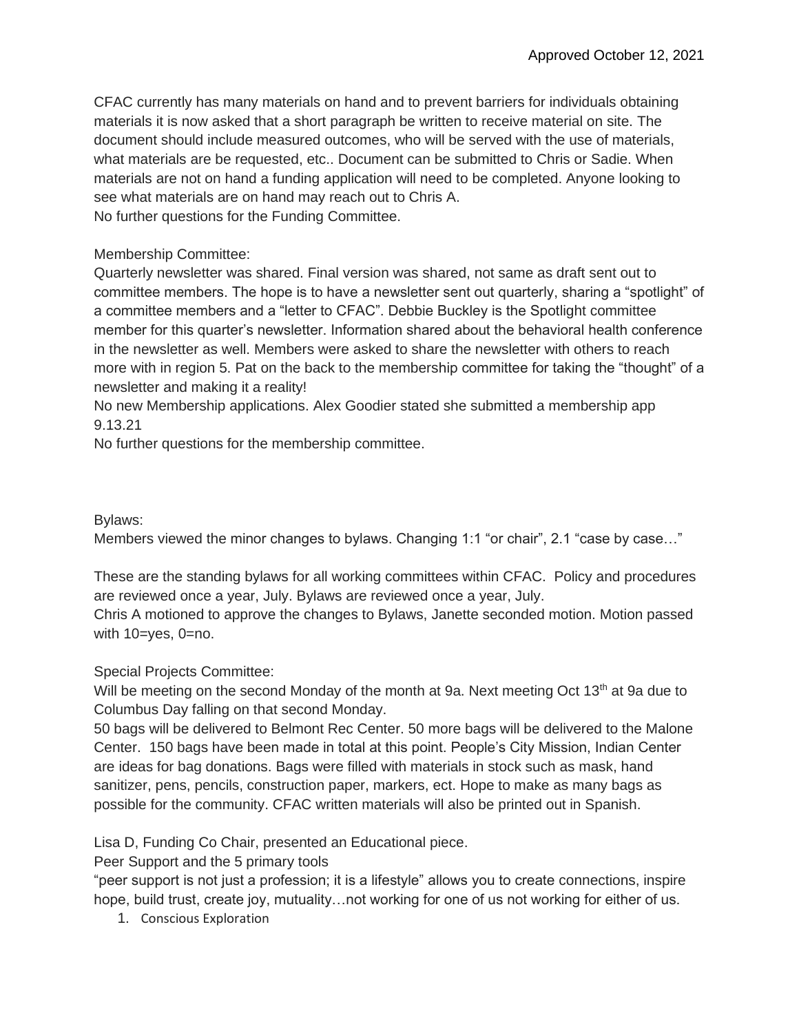Approved October 12, 2021

CFAC currently has many materials on hand and to prevent barriers for individuals obtaining materials it is now asked that a short paragraph be written to receive material on site. The document should include measured outcomes, who will be served with the use of materials, what materials are be requested, etc.. Document can be submitted to Chris or Sadie. When materials are not on hand a funding application will need to be completed. Anyone looking to see what materials are on hand may reach out to Chris A.
No further questions for the Funding Committee.

Membership Committee:
Quarterly newsletter was shared. Final version was shared, not same as draft sent out to committee members. The hope is to have a newsletter sent out quarterly, sharing a "spotlight" of a committee members and a "letter to CFAC". Debbie Buckley is the Spotlight committee member for this quarter's newsletter. Information shared about the behavioral health conference in the newsletter as well. Members were asked to share the newsletter with others to reach more with in region 5. Pat on the back to the membership committee for taking the "thought" of a newsletter and making it a reality!
No new Membership applications. Alex Goodier stated she submitted a membership app 9.13.21
No further questions for the membership committee.

Bylaws:
Members viewed the minor changes to bylaws. Changing 1:1 "or chair", 2.1 "case by case…"

These are the standing bylaws for all working committees within CFAC. Policy and procedures are reviewed once a year, July. Bylaws are reviewed once a year, July.
Chris A motioned to approve the changes to Bylaws, Janette seconded motion. Motion passed with 10=yes, 0=no.

Special Projects Committee:
Will be meeting on the second Monday of the month at 9a. Next meeting Oct 13th at 9a due to Columbus Day falling on that second Monday.
50 bags will be delivered to Belmont Rec Center. 50 more bags will be delivered to the Malone Center. 150 bags have been made in total at this point. People's City Mission, Indian Center are ideas for bag donations. Bags were filled with materials in stock such as mask, hand sanitizer, pens, pencils, construction paper, markers, ect. Hope to make as many bags as possible for the community. CFAC written materials will also be printed out in Spanish.

Lisa D, Funding Co Chair, presented an Educational piece.
Peer Support and the 5 primary tools
"peer support is not just a profession; it is a lifestyle" allows you to create connections, inspire hope, build trust, create joy, mutuality…not working for one of us not working for either of us.

1. Conscious Exploration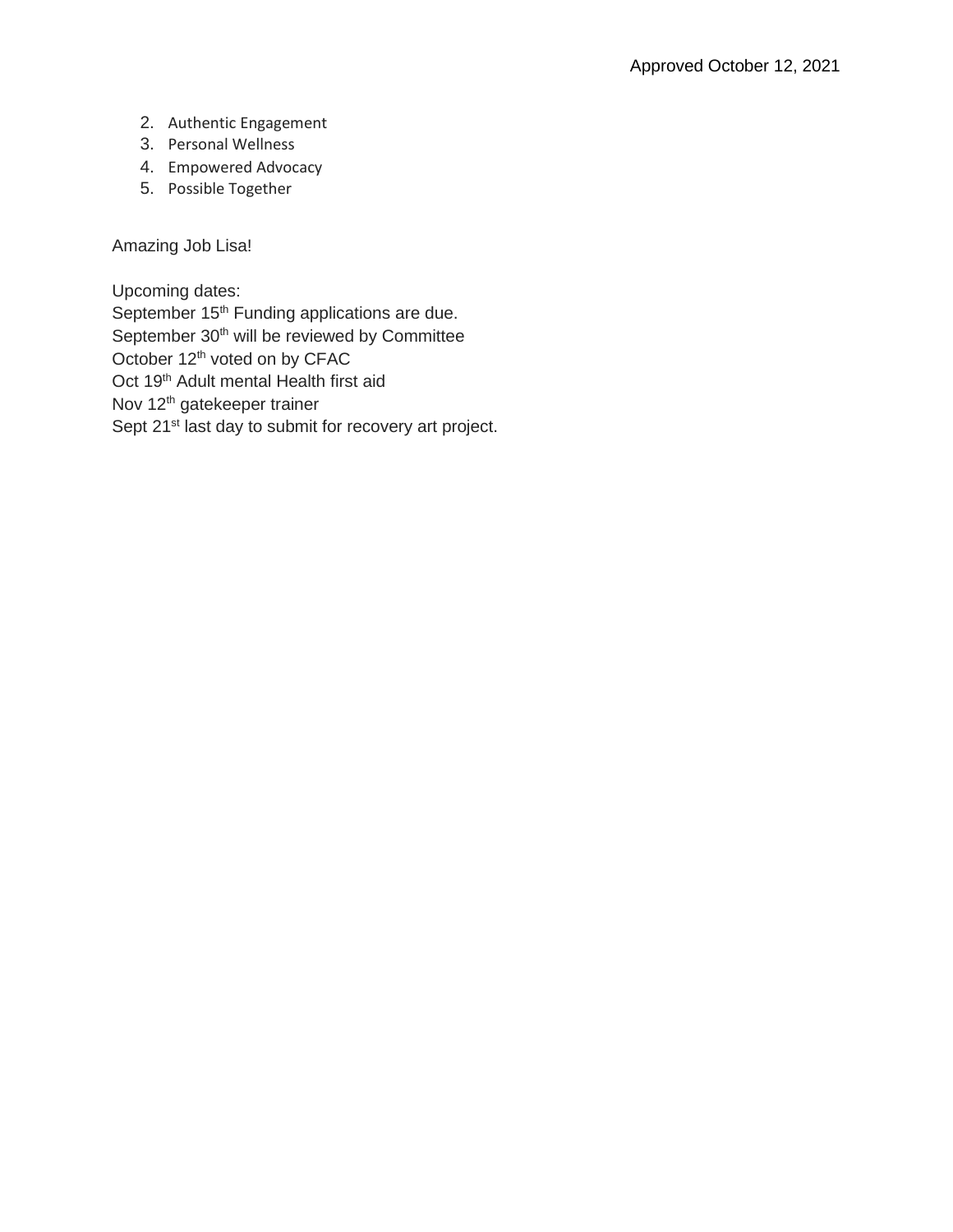2. Authentic Engagement
3. Personal Wellness
4. Empowered Advocacy
5. Possible Together

Amazing Job Lisa!

Upcoming dates:
September 15th Funding applications are due.
September 30th will be reviewed by Committee
October 12th voted on by CFAC
Oct 19th Adult mental Health first aid
Nov 12th gatekeeper trainer
Sept 21st last day to submit for recovery art project.